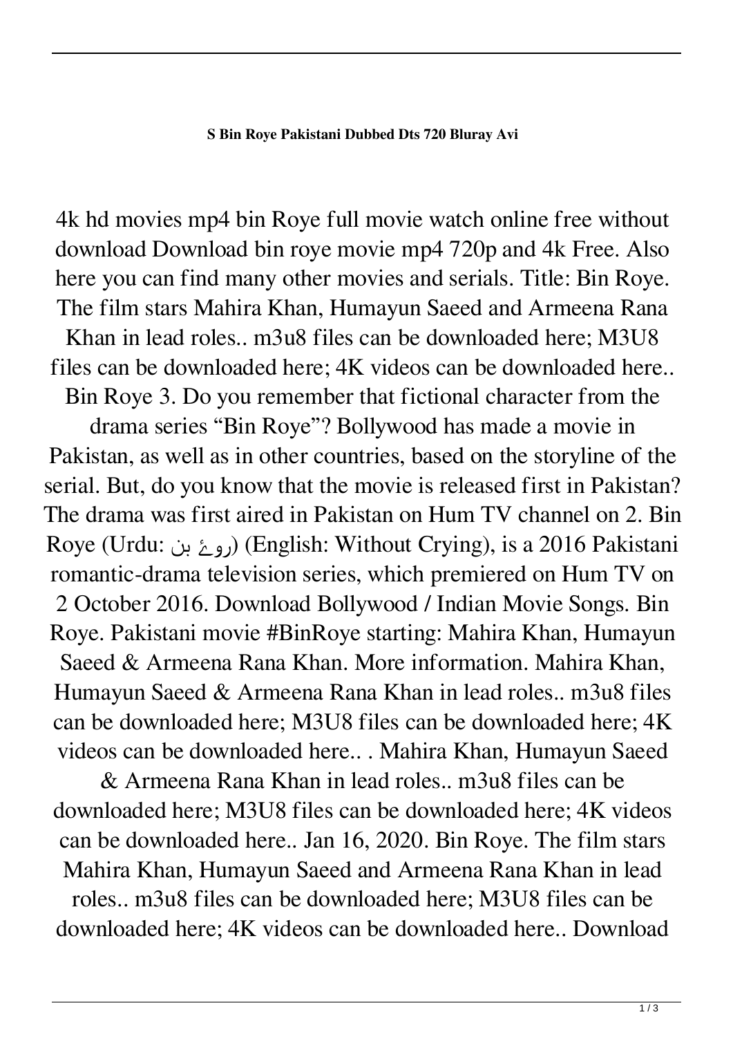**S Bin Roye Pakistani Dubbed Dts 720 Bluray Avi**

4k hd movies mp4 bin Roye full movie watch online free without download Download bin roye movie mp4 720p and 4k Free. Also here you can find many other movies and serials. Title: Bin Roye. The film stars Mahira Khan, Humayun Saeed and Armeena Rana Khan in lead roles.. m3u8 files can be downloaded here; M3U8 files can be downloaded here; 4K videos can be downloaded here.. Bin Roye 3. Do you remember that fictional character from the drama series "Bin Roye"? Bollywood has made a movie in Pakistan, as well as in other countries, based on the storyline of the serial. But, do you know that the movie is released first in Pakistan? The drama was first aired in Pakistan on Hum TV channel on 2. Bin Roye (Urdu: بن روئے) (English: Without Crying), is a 2016 Pakistani romantic-drama television series, which premiered on Hum TV on 2 October 2016. Download Bollywood / Indian Movie Songs. Bin Roye. Pakistani movie #BinRoye starting: Mahira Khan, Humayun Saeed & Armeena Rana Khan. More information. Mahira Khan, Humayun Saeed & Armeena Rana Khan in lead roles.. m3u8 files can be downloaded here; M3U8 files can be downloaded here; 4K videos can be downloaded here.. . Mahira Khan, Humayun Saeed & Armeena Rana Khan in lead roles.. m3u8 files can be downloaded here; M3U8 files can be downloaded here; 4K videos can be downloaded here.. Jan 16, 2020. Bin Roye. The film stars Mahira Khan, Humayun Saeed and Armeena Rana Khan in lead roles.. m3u8 files can be downloaded here; M3U8 files can be downloaded here; 4K videos can be downloaded here.. Download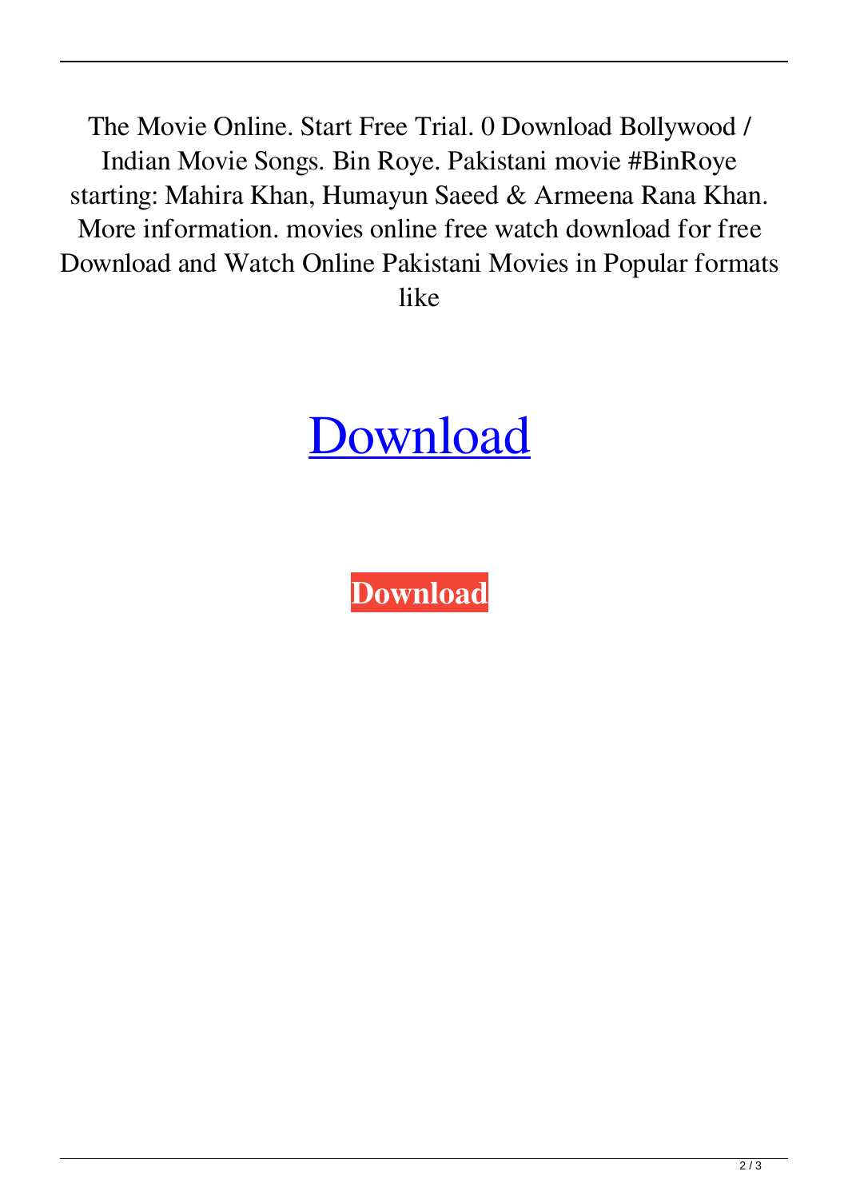The Movie Online. Start Free Trial. 0 Download Bollywood / Indian Movie Songs. Bin Roye. Pakistani movie #BinRoye starting: Mahira Khan, Humayun Saeed & Armeena Rana Khan. More information. movies online free watch download for free Download and Watch Online Pakistani Movies in Popular formats like

# Download

**Download**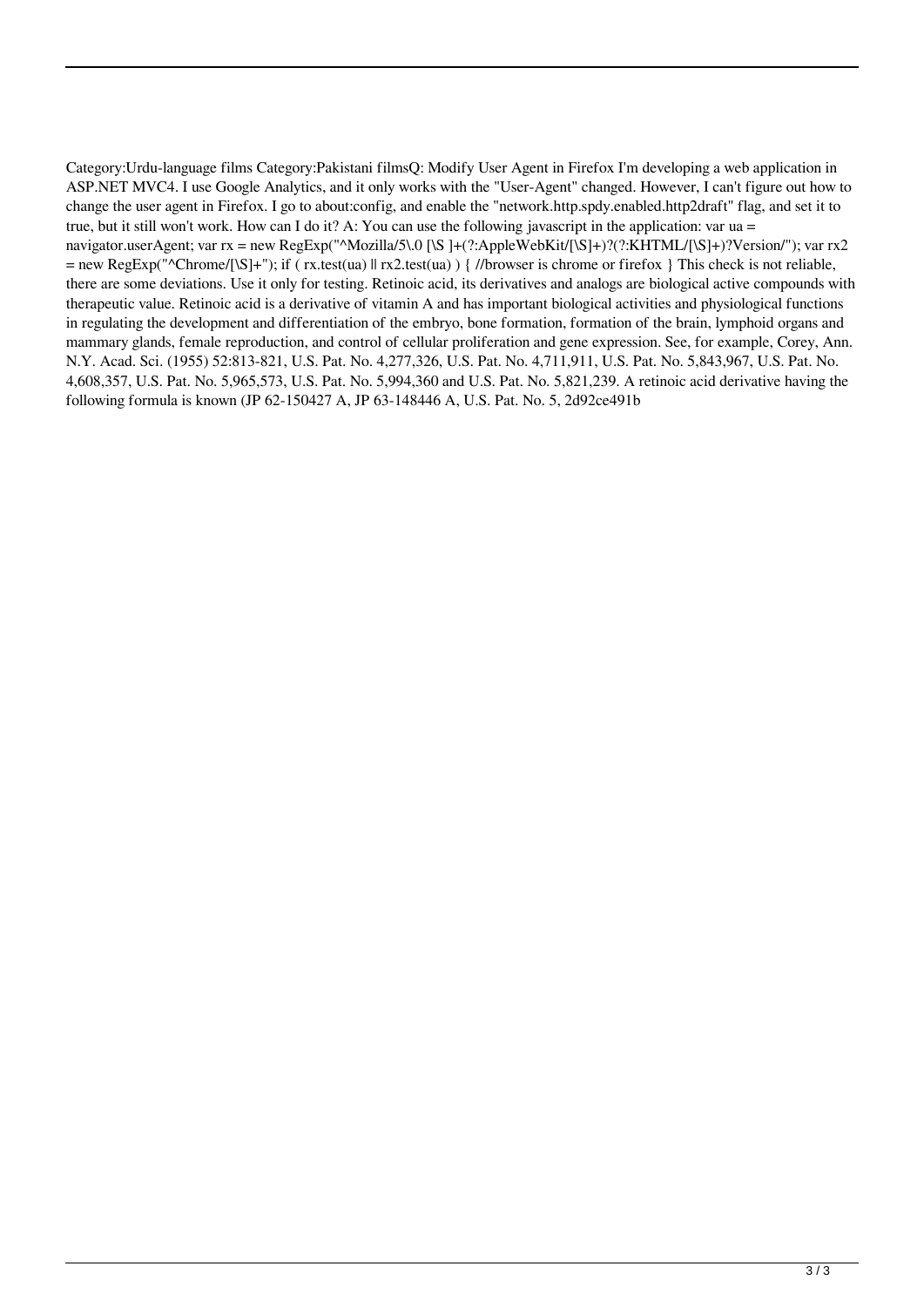Category:Urdu-language films Category:Pakistani filmsQ: Modify User Agent in Firefox I'm developing a web application in ASP.NET MVC4. I use Google Analytics, and it only works with the "User-Agent" changed. However, I can't figure out how to change the user agent in Firefox. I go to about:config, and enable the "network.http.spdy.enabled.http2draft" flag, and set it to true, but it still won't work. How can I do it? A: You can use the following javascript in the application: var ua = navigator.userAgent; var rx = new RegExp("^Mozilla/5\.0 [\S ]+(?:AppleWebKit/[\S]+)?(?:KHTML/[\S]+)?Version/"); var rx2 = new RegExp("^Chrome/[\S]+"); if ( rx.test(ua) || rx2.test(ua) ) { //browser is chrome or firefox } This check is not reliable, there are some deviations. Use it only for testing. Retinoic acid, its derivatives and analogs are biological active compounds with therapeutic value. Retinoic acid is a derivative of vitamin A and has important biological activities and physiological functions in regulating the development and differentiation of the embryo, bone formation, formation of the brain, lymphoid organs and mammary glands, female reproduction, and control of cellular proliferation and gene expression. See, for example, Corey, Ann. N.Y. Acad. Sci. (1955) 52:813-821, U.S. Pat. No. 4,277,326, U.S. Pat. No. 4,711,911, U.S. Pat. No. 5,843,967, U.S. Pat. No. 4,608,357, U.S. Pat. No. 5,965,573, U.S. Pat. No. 5,994,360 and U.S. Pat. No. 5,821,239. A retinoic acid derivative having the following formula is known (JP 62-150427 A, JP 63-148446 A, U.S. Pat. No. 5, 2d92ce491b